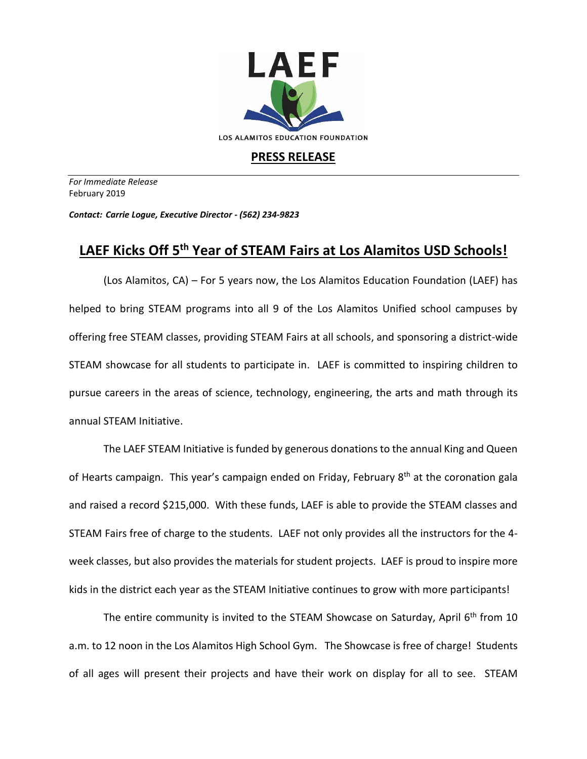LAEF

LOS ALAMITOS EDUCATION FOUNDATION

**PRESS RELEASE**

*For Immediate Release*
February 2019

***Contact: Carrie Logue, Executive Director - (562) 234-9823***

# LAEF Kicks Off 5th Year of STEAM Fairs at Los Alamitos USD Schools!

(Los Alamitos, CA) – For 5 years now, the Los Alamitos Education Foundation (LAEF) has helped to bring STEAM programs into all 9 of the Los Alamitos Unified school campuses by offering free STEAM classes, providing STEAM Fairs at all schools, and sponsoring a district-wide STEAM showcase for all students to participate in. LAEF is committed to inspiring children to pursue careers in the areas of science, technology, engineering, the arts and math through its annual STEAM Initiative.

The LAEF STEAM Initiative is funded by generous donations to the annual King and Queen of Hearts campaign. This year's campaign ended on Friday, February 8th at the coronation gala and raised a record $215,000. With these funds, LAEF is able to provide the STEAM classes and STEAM Fairs free of charge to the students. LAEF not only provides all the instructors for the 4-week classes, but also provides the materials for student projects. LAEF is proud to inspire more kids in the district each year as the STEAM Initiative continues to grow with more participants!

The entire community is invited to the STEAM Showcase on Saturday, April 6th from 10 a.m. to 12 noon in the Los Alamitos High School Gym. The Showcase is free of charge! Students of all ages will present their projects and have their work on display for all to see. STEAM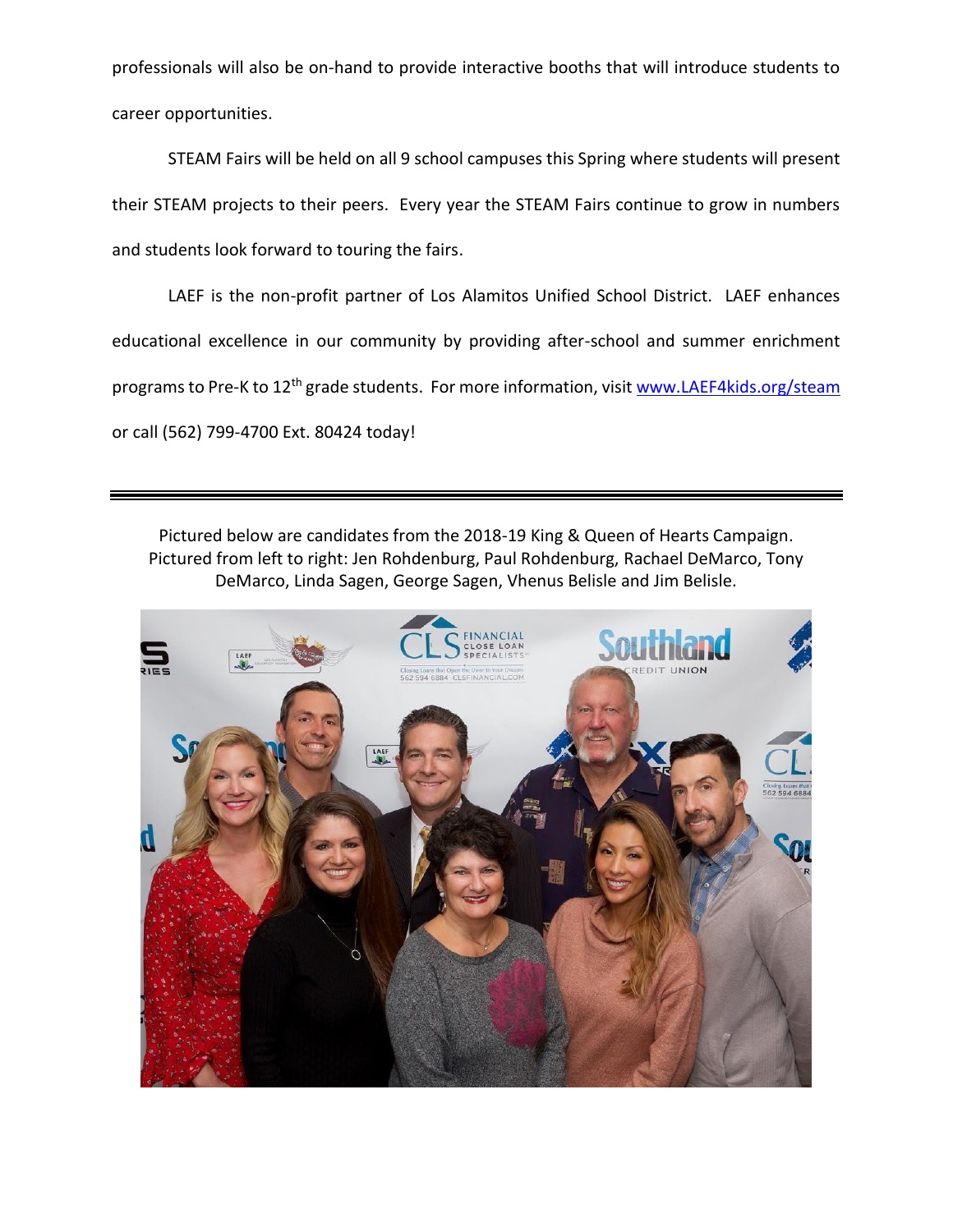professionals will also be on-hand to provide interactive booths that will introduce students to career opportunities.

STEAM Fairs will be held on all 9 school campuses this Spring where students will present their STEAM projects to their peers. Every year the STEAM Fairs continue to grow in numbers and students look forward to touring the fairs.

LAEF is the non-profit partner of Los Alamitos Unified School District. LAEF enhances educational excellence in our community by providing after-school and summer enrichment programs to Pre-K to 12th grade students. For more information, visit [www.LAEF4kids.org/steam](http://www.LAEF4kids.org/steam) or call (562) 799-4700 Ext. 80424 today!

---

Pictured below are candidates from the 2018-19 King & Queen of Hearts Campaign. Pictured from left to right: Jen Rohdenburg, Paul Rohdenburg, Rachael DeMarco, Tony DeMarco, Linda Sagen, George Sagen, Vhenus Belisle and Jim Belisle.